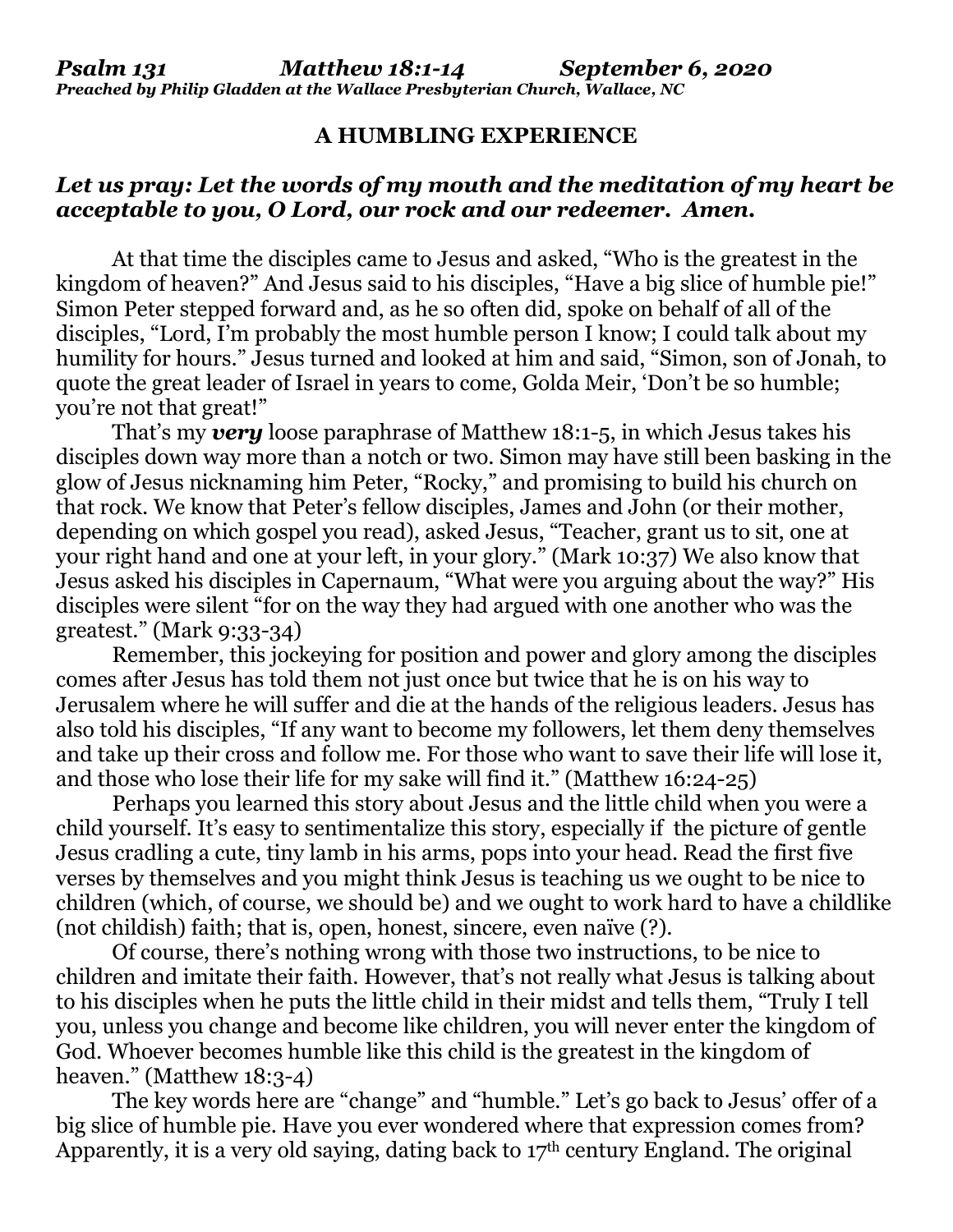***Psalm 131 Matthew 18:1-14 September 6, 2020***
***Preached by Philip Gladden at the Wallace Presbyterian Church, Wallace, NC***

**A HUMBLING EXPERIENCE**

***Let us pray: Let the words of my mouth and the meditation of my heart be acceptable to you, O Lord, our rock and our redeemer. Amen.***

At that time the disciples came to Jesus and asked, "Who is the greatest in the kingdom of heaven?" And Jesus said to his disciples, "Have a big slice of humble pie!" Simon Peter stepped forward and, as he so often did, spoke on behalf of all of the disciples, "Lord, I'm probably the most humble person I know; I could talk about my humility for hours." Jesus turned and looked at him and said, "Simon, son of Jonah, to quote the great leader of Israel in years to come, Golda Meir, 'Don't be so humble; you're not that great!"

That's my ***very*** loose paraphrase of Matthew 18:1-5, in which Jesus takes his disciples down way more than a notch or two. Simon may have still been basking in the glow of Jesus nicknaming him Peter, "Rocky," and promising to build his church on that rock. We know that Peter's fellow disciples, James and John (or their mother, depending on which gospel you read), asked Jesus, "Teacher, grant us to sit, one at your right hand and one at your left, in your glory." (Mark 10:37) We also know that Jesus asked his disciples in Capernaum, "What were you arguing about the way?" His disciples were silent "for on the way they had argued with one another who was the greatest." (Mark 9:33-34)

Remember, this jockeying for position and power and glory among the disciples comes after Jesus has told them not just once but twice that he is on his way to Jerusalem where he will suffer and die at the hands of the religious leaders. Jesus has also told his disciples, "If any want to become my followers, let them deny themselves and take up their cross and follow me. For those who want to save their life will lose it, and those who lose their life for my sake will find it." (Matthew 16:24-25)

Perhaps you learned this story about Jesus and the little child when you were a child yourself. It's easy to sentimentalize this story, especially if the picture of gentle Jesus cradling a cute, tiny lamb in his arms, pops into your head. Read the first five verses by themselves and you might think Jesus is teaching us we ought to be nice to children (which, of course, we should be) and we ought to work hard to have a childlike (not childish) faith; that is, open, honest, sincere, even naïve (?).

Of course, there's nothing wrong with those two instructions, to be nice to children and imitate their faith. However, that's not really what Jesus is talking about to his disciples when he puts the little child in their midst and tells them, "Truly I tell you, unless you change and become like children, you will never enter the kingdom of God. Whoever becomes humble like this child is the greatest in the kingdom of heaven." (Matthew 18:3-4)

The key words here are "change" and "humble." Let's go back to Jesus' offer of a big slice of humble pie. Have you ever wondered where that expression comes from? Apparently, it is a very old saying, dating back to 17th century England. The original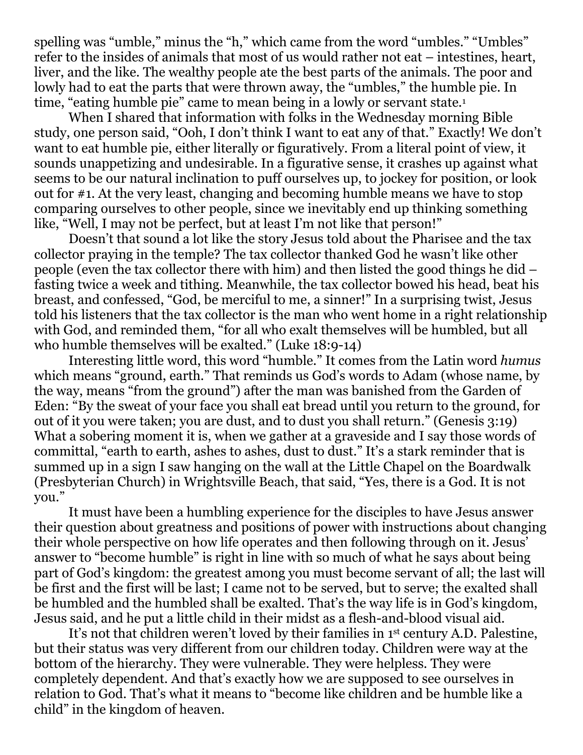spelling was "umble," minus the "h," which came from the word "umbles." "Umbles" refer to the insides of animals that most of us would rather not eat – intestines, heart, liver, and the like. The wealthy people ate the best parts of the animals. The poor and lowly had to eat the parts that were thrown away, the "umbles," the humble pie. In time, "eating humble pie" came to mean being in a lowly or servant state.[1]

When I shared that information with folks in the Wednesday morning Bible study, one person said, "Ooh, I don't think I want to eat any of that." Exactly! We don't want to eat humble pie, either literally or figuratively. From a literal point of view, it sounds unappetizing and undesirable. In a figurative sense, it crashes up against what seems to be our natural inclination to puff ourselves up, to jockey for position, or look out for #1. At the very least, changing and becoming humble means we have to stop comparing ourselves to other people, since we inevitably end up thinking something like, "Well, I may not be perfect, but at least I'm not like that person!"

Doesn't that sound a lot like the story Jesus told about the Pharisee and the tax collector praying in the temple? The tax collector thanked God he wasn't like other people (even the tax collector there with him) and then listed the good things he did – fasting twice a week and tithing. Meanwhile, the tax collector bowed his head, beat his breast, and confessed, "God, be merciful to me, a sinner!" In a surprising twist, Jesus told his listeners that the tax collector is the man who went home in a right relationship with God, and reminded them, "for all who exalt themselves will be humbled, but all who humble themselves will be exalted." (Luke 18:9-14)

Interesting little word, this word "humble." It comes from the Latin word *humus* which means "ground, earth." That reminds us God's words to Adam (whose name, by the way, means "from the ground") after the man was banished from the Garden of Eden: "By the sweat of your face you shall eat bread until you return to the ground, for out of it you were taken; you are dust, and to dust you shall return." (Genesis 3:19) What a sobering moment it is, when we gather at a graveside and I say those words of committal, "earth to earth, ashes to ashes, dust to dust." It's a stark reminder that is summed up in a sign I saw hanging on the wall at the Little Chapel on the Boardwalk (Presbyterian Church) in Wrightsville Beach, that said, "Yes, there is a God. It is not you."

It must have been a humbling experience for the disciples to have Jesus answer their question about greatness and positions of power with instructions about changing their whole perspective on how life operates and then following through on it. Jesus' answer to "become humble" is right in line with so much of what he says about being part of God's kingdom: the greatest among you must become servant of all; the last will be first and the first will be last; I came not to be served, but to serve; the exalted shall be humbled and the humbled shall be exalted. That's the way life is in God's kingdom, Jesus said, and he put a little child in their midst as a flesh-and-blood visual aid.

It's not that children weren't loved by their families in 1st century A.D. Palestine, but their status was very different from our children today. Children were way at the bottom of the hierarchy. They were vulnerable. They were helpless. They were completely dependent. And that's exactly how we are supposed to see ourselves in relation to God. That's what it means to "become like children and be humble like a child" in the kingdom of heaven.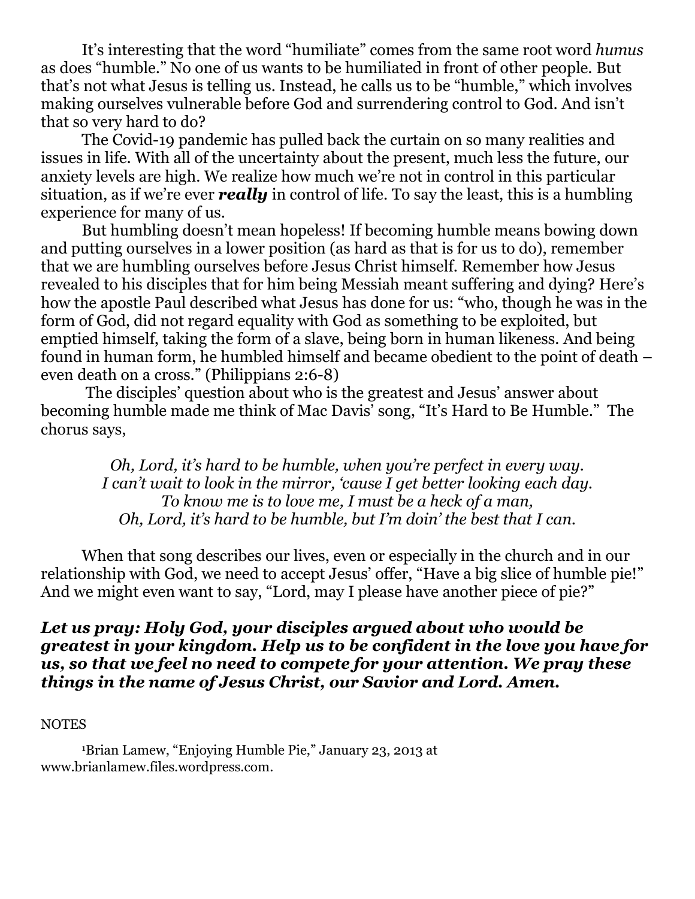It's interesting that the word "humiliate" comes from the same root word *humus* as does "humble." No one of us wants to be humiliated in front of other people. But that's not what Jesus is telling us. Instead, he calls us to be "humble," which involves making ourselves vulnerable before God and surrendering control to God. And isn't that so very hard to do?

The Covid-19 pandemic has pulled back the curtain on so many realities and issues in life. With all of the uncertainty about the present, much less the future, our anxiety levels are high. We realize how much we're not in control in this particular situation, as if we're ever ***really*** in control of life. To say the least, this is a humbling experience for many of us.

But humbling doesn't mean hopeless! If becoming humble means bowing down and putting ourselves in a lower position (as hard as that is for us to do), remember that we are humbling ourselves before Jesus Christ himself. Remember how Jesus revealed to his disciples that for him being Messiah meant suffering and dying? Here's how the apostle Paul described what Jesus has done for us: "who, though he was in the form of God, did not regard equality with God as something to be exploited, but emptied himself, taking the form of a slave, being born in human likeness. And being found in human form, he humbled himself and became obedient to the point of death – even death on a cross." (Philippians 2:6-8)

The disciples' question about who is the greatest and Jesus' answer about becoming humble made me think of Mac Davis' song, "It's Hard to Be Humble." The chorus says,

*Oh, Lord, it's hard to be humble, when you're perfect in every way.*
*I can't wait to look in the mirror, 'cause I get better looking each day.*
*To know me is to love me, I must be a heck of a man,*
*Oh, Lord, it's hard to be humble, but I'm doin' the best that I can.*

When that song describes our lives, even or especially in the church and in our relationship with God, we need to accept Jesus' offer, "Have a big slice of humble pie!" And we might even want to say, "Lord, may I please have another piece of pie?"

***Let us pray: Holy God, your disciples argued about who would be greatest in your kingdom. Help us to be confident in the love you have for us, so that we feel no need to compete for your attention. We pray these things in the name of Jesus Christ, our Savior and Lord. Amen.***

NOTES

[1]Brian Lamew, "Enjoying Humble Pie," January 23, 2013 at www.brianlamew.files.wordpress.com.